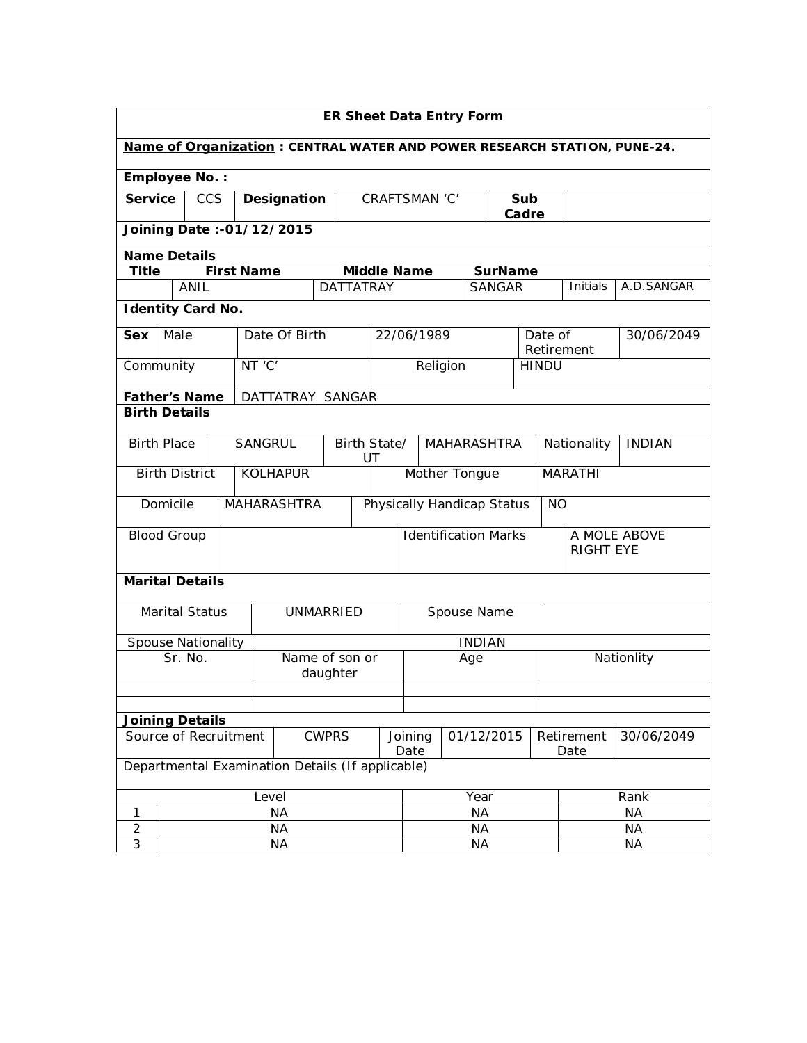# ER Sheet Data Entry Form

**Name of Organization : CENTRAL WATER AND POWER RESEARCH STATION, PUNE-24.**

**Employee No. :**

| **Service** | CCS | **Designation** | CRAFTSMAN 'C' | **Sub Cadre** | |
|---|---|---|---|---|---|

**Joining Date :-01/12/2015**

**Name Details**

| **Title** | **First Name** | **Middle Name** | **SurName** | | |
|---|---|---|---|---|---|
| | ANIL | DATTATRAY | SANGAR | Initials | A.D.SANGAR |

**Identity Card No.**

| **Sex** | Male | Date Of Birth | 22/06/1989 | Date of Retirement | 30/06/2049 |
|---|---|---|---|---|---|
| Community | NT 'C' | Religion | HINDU | | |

| **Father's Name** | DATTATRAY SANGAR |
|---|---|

**Birth Details**

| Birth Place | SANGRUL | Birth State/ UT | MAHARASHTRA | Nationality | INDIAN |
|---|---|---|---|---|---|
| Birth District | KOLHAPUR | Mother Tongue | MARATHI | | |
| Domicile | MAHARASHTRA | Physically Handicap Status | NO | | |
| Blood Group | | Identification Marks | A MOLE ABOVE RIGHT EYE | | |

**Marital Details**

| Marital Status | UNMARRIED | Spouse Name | |
|---|---|---|---|
| Spouse Nationality | INDIAN | | |
| Sr. No. | Name of son or daughter | Age | Nationlity |
| | | | |
| | | | |

**Joining Details**

| Source of Recruitment | CWPRS | Joining Date | 01/12/2015 | Retirement Date | 30/06/2049 |
|---|---|---|---|---|---|

Departmental Examination Details (If applicable)

| | Level | Year | Rank |
|---|---|---|---|
| 1 | NA | NA | NA |
| 2 | NA | NA | NA |
| 3 | NA | NA | NA |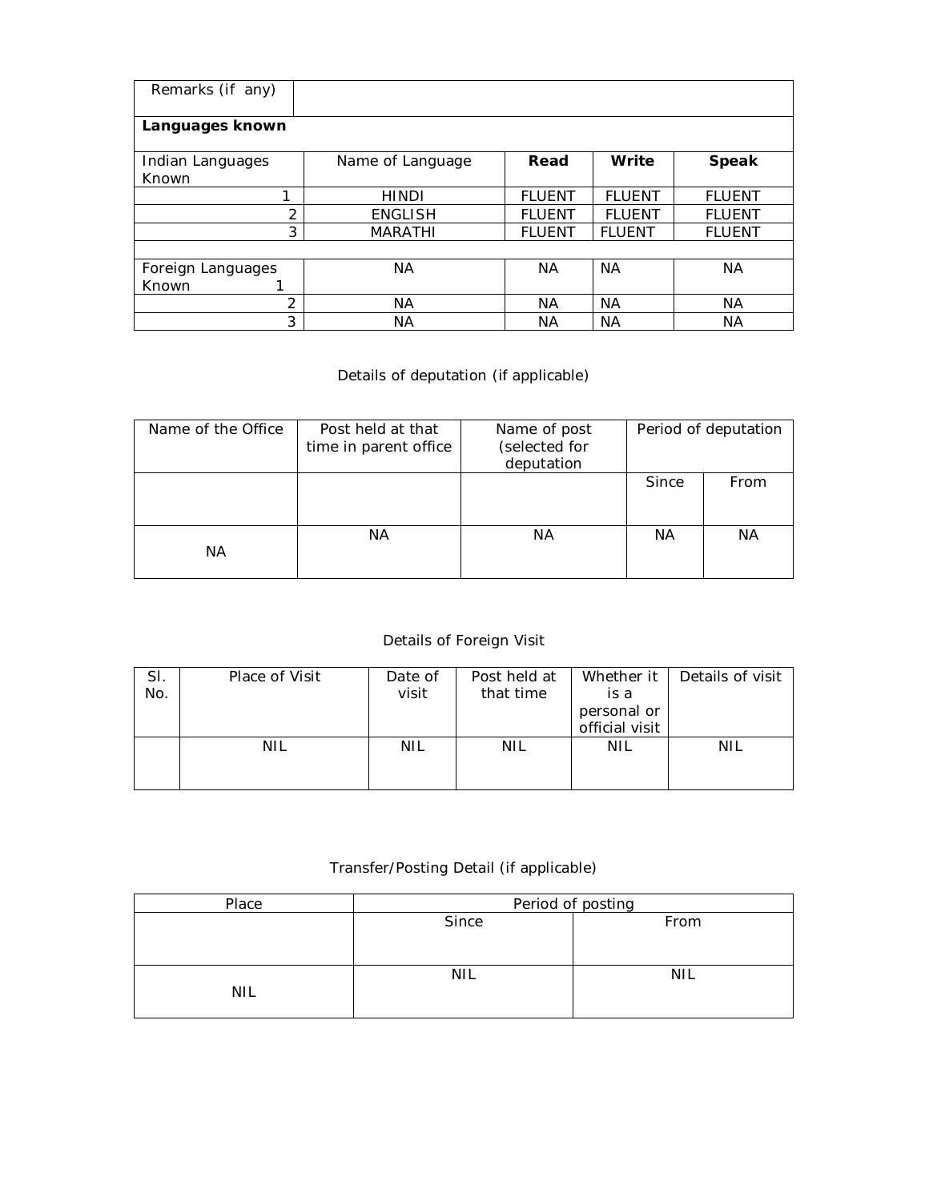| Remarks (if any) | | | | |
|---|---|---|---|---|
| **Languages known** | | | | |
| Indian Languages Known | Name of Language | **Read** | **Write** | **Speak** |
| 1 | HINDI | FLUENT | FLUENT | FLUENT |
| 2 | ENGLISH | FLUENT | FLUENT | FLUENT |
| 3 | MARATHI | FLUENT | FLUENT | FLUENT |
| | | | | |
| Foreign Languages Known 1 | NA | NA | NA | NA |
| 2 | NA | NA | NA | NA |
| 3 | NA | NA | NA | NA |

Details of deputation (if applicable)

| Name of the Office | Post held at that time in parent office | Name of post (selected for deputation | Period of deputation | |
|---|---|---|---|---|
| | | | Since | From |
| NA | NA | NA | NA | NA |

Details of Foreign Visit

| Sl. No. | Place of Visit | Date of visit | Post held at that time | Whether it is a personal or official visit | Details of visit |
|---|---|---|---|---|---|
| | NIL | NIL | NIL | NIL | NIL |

Transfer/Posting Detail (if applicable)

| Place | Period of posting | |
|---|---|---|
| | Since | From |
| NIL | NIL | NIL |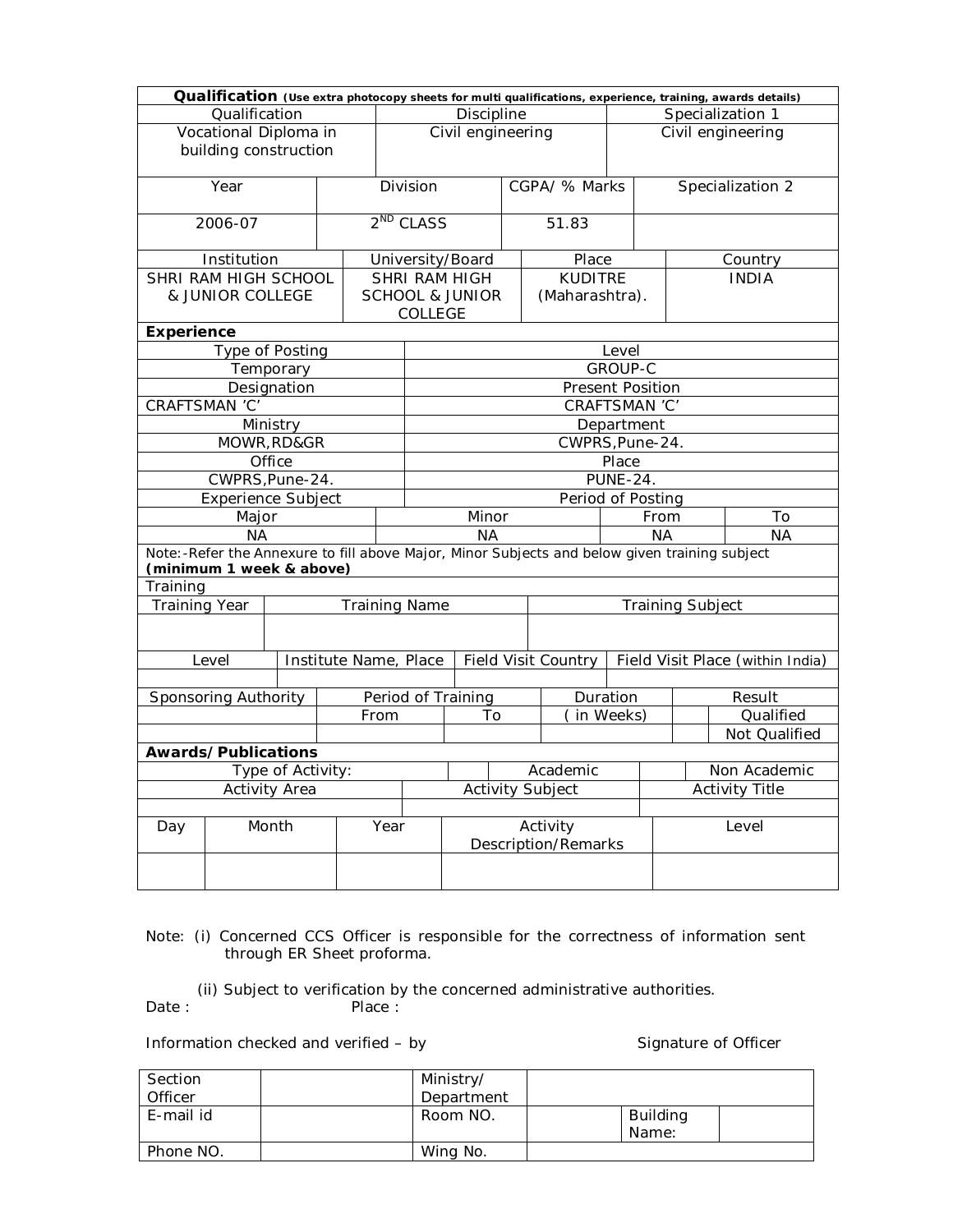**Qualification** (Use extra photocopy sheets for multi qualifications, experience, training, awards details)

| Qualification | Discipline | Specialization 1 |
|---|---|---|
| Vocational Diploma in building construction | Civil engineering | Civil engineering |

| Year | Division | CGPA/ % Marks | Specialization 2 |
|---|---|---|---|
| 2006-07 | 2ND CLASS | 51.83 | |

| Institution | University/Board | Place | Country |
|---|---|---|---|
| SHRI RAM HIGH SCHOOL & JUNIOR COLLEGE | SHRI RAM HIGH SCHOOL & JUNIOR COLLEGE | KUDITRE (Maharashtra). | INDIA |

**Experience**

| Type of Posting | Level |
|---|---|
| Temporary | GROUP-C |
| Designation | Present Position |
| CRAFTSMAN 'C' | CRAFTSMAN 'C' |
| Ministry | Department |
| MOWR,RD&GR | CWPRS,Pune-24. |
| Office | Place |
| CWPRS,Pune-24. | PUNE-24. |

| Experience Subject | | Period of Posting | |
|---|---|---|---|
| Major | Minor | From | To |
| NA | NA | NA | NA |

Note:-Refer the Annexure to fill above Major, Minor Subjects and below given training subject **(minimum 1 week & above)**

Training

| Training Year | Training Name | Training Subject |
|---|---|---|
| | | |

| Level | Institute Name, Place | Field Visit Country | Field Visit Place (within India) |
|---|---|---|---|
| | | | |

| Sponsoring Authority | Period of Training | | Duration | Result | |
|---|---|---|---|---|---|
| | From | To | ( in Weeks) | | Qualified |
| | | | | | Not Qualified |

**Awards/Publications**

| Type of Activity: | | Academic | | Non Academic |
|---|---|---|---|---|
| Activity Area | Activity Subject | | Activity Title | |
| | | | | |

| Day | Month | Year | Activity Description/Remarks | Level |
|---|---|---|---|---|
| | | | | |

Note: (i) Concerned CCS Officer is responsible for the correctness of information sent through ER Sheet proforma.

(ii) Subject to verification by the concerned administrative authorities.

Date : Place :

Information checked and verified – by Signature of Officer

| | | | | | |
|---|---|---|---|---|---|
| Section Officer | | Ministry/ Department | | | |
| E-mail id | | Room NO. | | Building Name: | |
| Phone NO. | | Wing No. | | | |